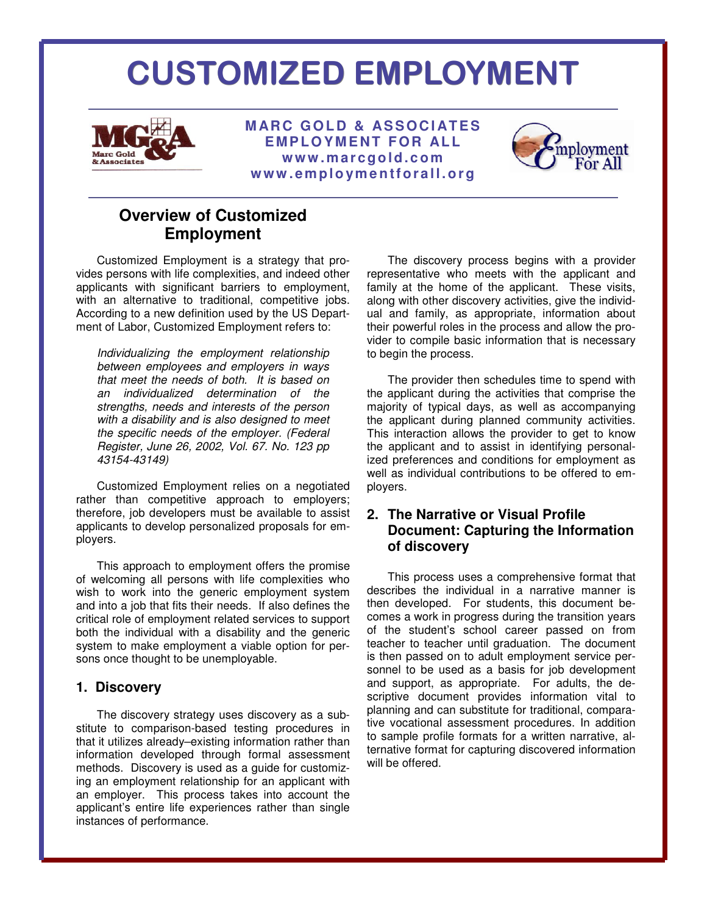# CUSTOMIZED EMPLOYMENT

**MARC GOLD & ASSOCIATES**
**EMPLOYMENT FOR ALL**
**www.marcgold.com**
**www.employmentforall.org**

## Overview of Customized Employment

Customized Employment is a strategy that provides persons with life complexities, and indeed other applicants with significant barriers to employment, with an alternative to traditional, competitive jobs. According to a new definition used by the US Department of Labor, Customized Employment refers to:

> *Individualizing the employment relationship between employees and employers in ways that meet the needs of both. It is based on an individualized determination of the strengths, needs and interests of the person with a disability and is also designed to meet the specific needs of the employer. (Federal Register, June 26, 2002, Vol. 67. No. 123 pp 43154-43149)*

Customized Employment relies on a negotiated rather than competitive approach to employers; therefore, job developers must be available to assist applicants to develop personalized proposals for employers.

This approach to employment offers the promise of welcoming all persons with life complexities who wish to work into the generic employment system and into a job that fits their needs. If also defines the critical role of employment related services to support both the individual with a disability and the generic system to make employment a viable option for persons once thought to be unemployable.

### 1. Discovery

The discovery strategy uses discovery as a substitute to comparison-based testing procedures in that it utilizes already–existing information rather than information developed through formal assessment methods. Discovery is used as a guide for customizing an employment relationship for an applicant with an employer. This process takes into account the applicant's entire life experiences rather than single instances of performance.

The discovery process begins with a provider representative who meets with the applicant and family at the home of the applicant. These visits, along with other discovery activities, give the individual and family, as appropriate, information about their powerful roles in the process and allow the provider to compile basic information that is necessary to begin the process.

The provider then schedules time to spend with the applicant during the activities that comprise the majority of typical days, as well as accompanying the applicant during planned community activities. This interaction allows the provider to get to know the applicant and to assist in identifying personalized preferences and conditions for employment as well as individual contributions to be offered to employers.

### 2. The Narrative or Visual Profile Document: Capturing the Information of discovery

This process uses a comprehensive format that describes the individual in a narrative manner is then developed. For students, this document becomes a work in progress during the transition years of the student's school career passed on from teacher to teacher until graduation. The document is then passed on to adult employment service personnel to be used as a basis for job development and support, as appropriate. For adults, the descriptive document provides information vital to planning and can substitute for traditional, comparative vocational assessment procedures. In addition to sample profile formats for a written narrative, alternative format for capturing discovered information will be offered.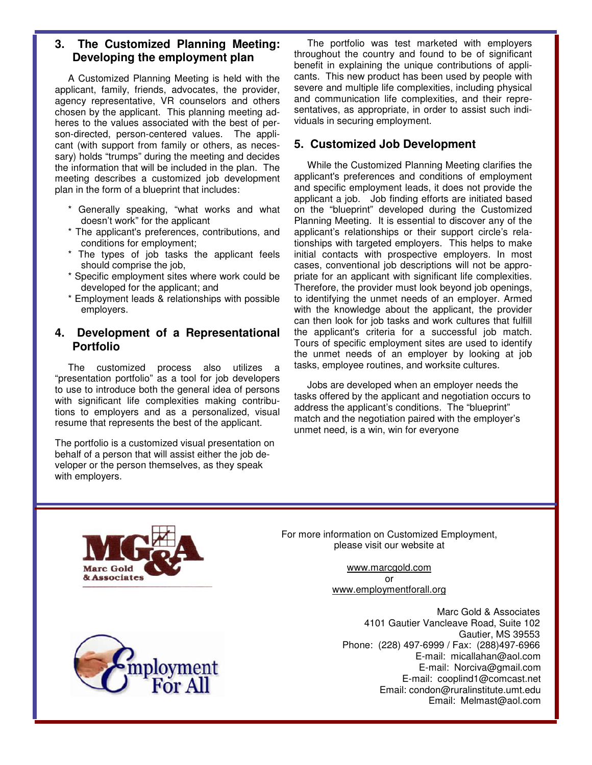## 3. The Customized Planning Meeting: Developing the employment plan

A Customized Planning Meeting is held with the applicant, family, friends, advocates, the provider, agency representative, VR counselors and others chosen by the applicant. This planning meeting adheres to the values associated with the best of person-directed, person-centered values. The applicant (with support from family or others, as necessary) holds "trumps" during the meeting and decides the information that will be included in the plan. The meeting describes a customized job development plan in the form of a blueprint that includes:

* Generally speaking, "what works and what doesn't work" for the applicant
* The applicant's preferences, contributions, and conditions for employment;
* The types of job tasks the applicant feels should comprise the job,
* Specific employment sites where work could be developed for the applicant; and
* Employment leads & relationships with possible employers.

## 4. Development of a Representational Portfolio

The customized process also utilizes a "presentation portfolio" as a tool for job developers to use to introduce both the general idea of persons with significant life complexities making contributions to employers and as a personalized, visual resume that represents the best of the applicant.

The portfolio is a customized visual presentation on behalf of a person that will assist either the job developer or the person themselves, as they speak with employers.

The portfolio was test marketed with employers throughout the country and found to be of significant benefit in explaining the unique contributions of applicants. This new product has been used by people with severe and multiple life complexities, including physical and communication life complexities, and their representatives, as appropriate, in order to assist such individuals in securing employment.

## 5. Customized Job Development

While the Customized Planning Meeting clarifies the applicant's preferences and conditions of employment and specific employment leads, it does not provide the applicant a job. Job finding efforts are initiated based on the "blueprint" developed during the Customized Planning Meeting. It is essential to discover any of the applicant's relationships or their support circle's relationships with targeted employers. This helps to make initial contacts with prospective employers. In most cases, conventional job descriptions will not be appropriate for an applicant with significant life complexities. Therefore, the provider must look beyond job openings, to identifying the unmet needs of an employer. Armed with the knowledge about the applicant, the provider can then look for job tasks and work cultures that fulfill the applicant's criteria for a successful job match. Tours of specific employment sites are used to identify the unmet needs of an employer by looking at job tasks, employee routines, and worksite cultures.

Jobs are developed when an employer needs the tasks offered by the applicant and negotiation occurs to address the applicant's conditions. The "blueprint" match and the negotiation paired with the employer's unmet need, is a win, win for everyone

MG&A Marc Gold & Associates

Employment For All

For more information on Customized Employment, please visit our website at

www.marcgold.com
or
www.employmentforall.org

Marc Gold & Associates
4101 Gautier Vancleave Road, Suite 102
Gautier, MS 39553
Phone: (228) 497-6999 / Fax: (288)497-6966
E-mail: micallahan@aol.com
E-mail: Norciva@gmail.com
E-mail: cooplind1@comcast.net
Email: condon@ruralinstitute.umt.edu
Email: Melmast@aol.com